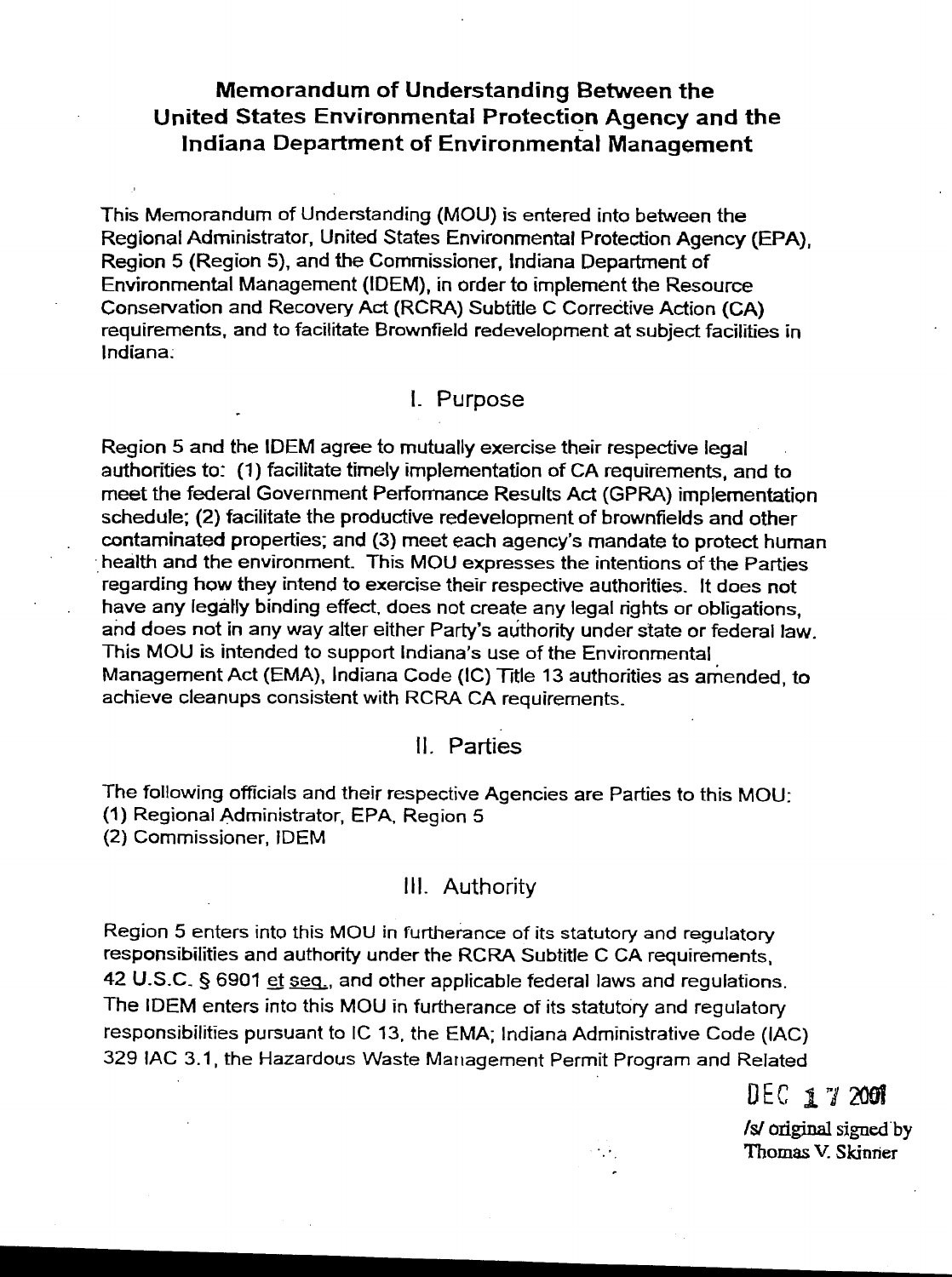# Memorandum of Understanding Between the United States Environmental Protection Agency and the Indiana Department of Environmental Management

This Memorandum of Understanding (MOU) is entered into between the Regional Administrator, United States Environmental Protection Agency (EPA), Region 5 (Region 5), and the Commissioner, Indiana Department of Environmental Management (IDEM), in order to implement the Resource Conservation and Recovery Act (RCRA) Subtitle C Corrective Action (CA) requirements, and to facilitate Brownfield redevelopment at subject facilities in Indiana.

## I. Purpose

Region 5 and the IDEM agree to mutually exercise their respective legal authorities to: (1) facilitate timely implementation of CA requirements, and to meet the federal Government Performance Results Act (GPRA) implementation schedule; (2) facilitate the productive redevelopment of brownfields and other contaminated properties; and (3) meet each agency's mandate to protect human health and the environment. This MOU expresses the intentions of the Parties regarding how they intend to exercise their respective authorities. It does not have any legally binding effect, does not create any legal rights or obligations, and does not in any way alter either Party's authority under state or federal law. This MOU is intended to support Indiana's use of the Environmental Management Act (EMA), Indiana Code (IC) Title 13 authorities as amended, to achieve cleanups consistent with RCRA CA requirements.

## II. Parties

The following officials and their respective Agencies are Parties to this MOU:

(1) Regional Administrator, EPA, Region 5

(2) Commissioner, IDEM

## III. Authority

Region 5 enters into this MOU in furtherance of its statutory and regulatory responsibilities and authority under the RCRA Subtitle C CA requirements, 42 U.S.C. § 6901 et seq., and other applicable federal laws and regulations. The IDEM enters into this MOU in furtherance of its statutory and regulatory responsibilities pursuant to IC 13, the EMA; Indiana Administrative Code (IAC) 329 IAC 3.1, the Hazardous Waste Management Permit Program and Related

DEC 17 2001

/s/ original signed by
Thomas V. Skinner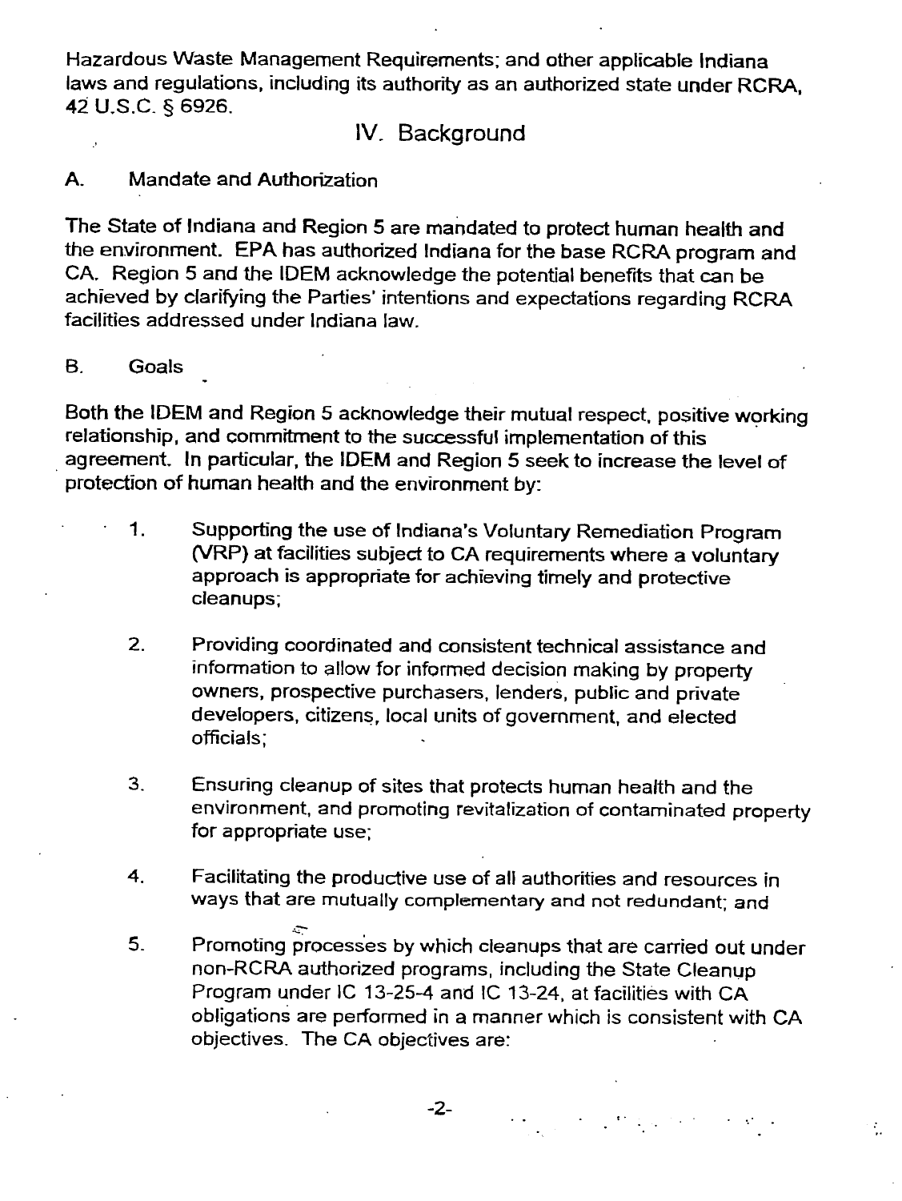Hazardous Waste Management Requirements; and other applicable Indiana laws and regulations, including its authority as an authorized state under RCRA, 42 U.S.C. § 6926.

## IV. Background

### A. Mandate and Authorization

The State of Indiana and Region 5 are mandated to protect human health and the environment. EPA has authorized Indiana for the base RCRA program and CA. Region 5 and the IDEM acknowledge the potential benefits that can be achieved by clarifying the Parties' intentions and expectations regarding RCRA facilities addressed under Indiana law.

### B. Goals

Both the IDEM and Region 5 acknowledge their mutual respect, positive working relationship, and commitment to the successful implementation of this agreement. In particular, the IDEM and Region 5 seek to increase the level of protection of human health and the environment by:

1. Supporting the use of Indiana's Voluntary Remediation Program (VRP) at facilities subject to CA requirements where a voluntary approach is appropriate for achieving timely and protective cleanups;

2. Providing coordinated and consistent technical assistance and information to allow for informed decision making by property owners, prospective purchasers, lenders, public and private developers, citizens, local units of government, and elected officials;

3. Ensuring cleanup of sites that protects human health and the environment, and promoting revitalization of contaminated property for appropriate use;

4. Facilitating the productive use of all authorities and resources in ways that are mutually complementary and not redundant; and

5. Promoting processes by which cleanups that are carried out under non-RCRA authorized programs, including the State Cleanup Program under IC 13-25-4 and IC 13-24, at facilities with CA obligations are performed in a manner which is consistent with CA objectives. The CA objectives are: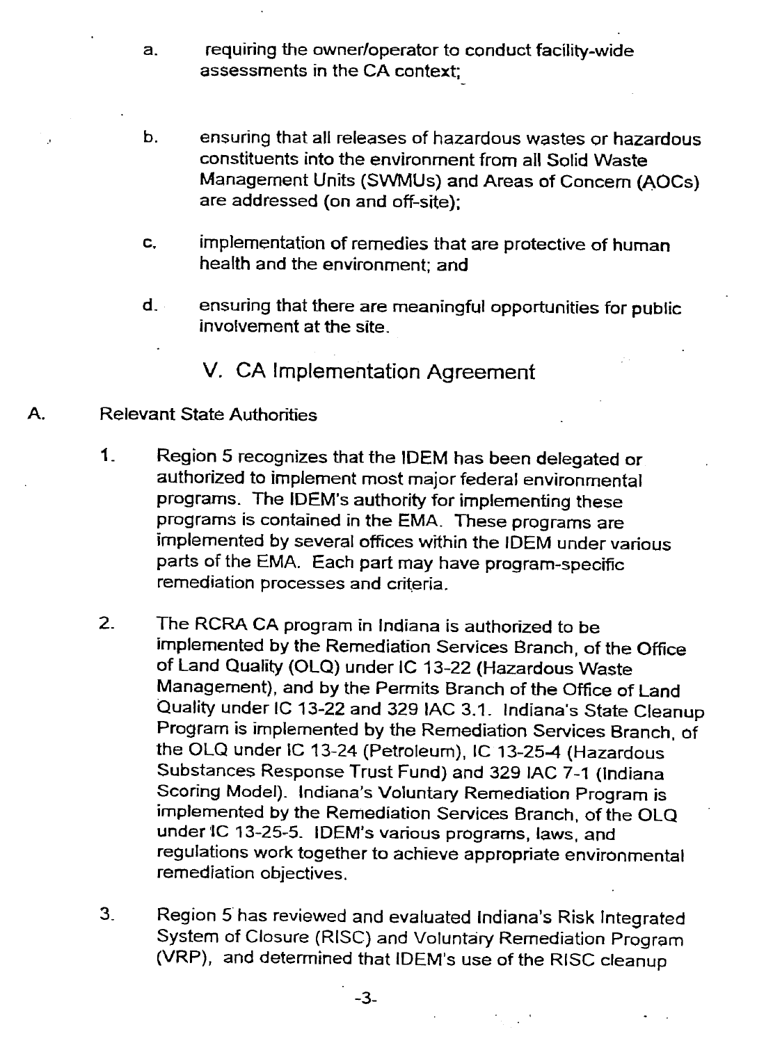a. requiring the owner/operator to conduct facility-wide assessments in the CA context;

b. ensuring that all releases of hazardous wastes or hazardous constituents into the environment from all Solid Waste Management Units (SWMUs) and Areas of Concern (AOCs) are addressed (on and off-site);

c. implementation of remedies that are protective of human health and the environment; and

d. ensuring that there are meaningful opportunities for public involvement at the site.

## V. CA Implementation Agreement

A. Relevant State Authorities

1. Region 5 recognizes that the IDEM has been delegated or authorized to implement most major federal environmental programs. The IDEM's authority for implementing these programs is contained in the EMA. These programs are implemented by several offices within the IDEM under various parts of the EMA. Each part may have program-specific remediation processes and criteria.

2. The RCRA CA program in Indiana is authorized to be implemented by the Remediation Services Branch, of the Office of Land Quality (OLQ) under IC 13-22 (Hazardous Waste Management), and by the Permits Branch of the Office of Land Quality under IC 13-22 and 329 IAC 3.1. Indiana's State Cleanup Program is implemented by the Remediation Services Branch, of the OLQ under IC 13-24 (Petroleum), IC 13-25-4 (Hazardous Substances Response Trust Fund) and 329 IAC 7-1 (Indiana Scoring Model). Indiana's Voluntary Remediation Program is implemented by the Remediation Services Branch, of the OLQ under IC 13-25-5. IDEM's various programs, laws, and regulations work together to achieve appropriate environmental remediation objectives.

3. Region 5 has reviewed and evaluated Indiana's Risk Integrated System of Closure (RISC) and Voluntary Remediation Program (VRP), and determined that IDEM's use of the RISC cleanup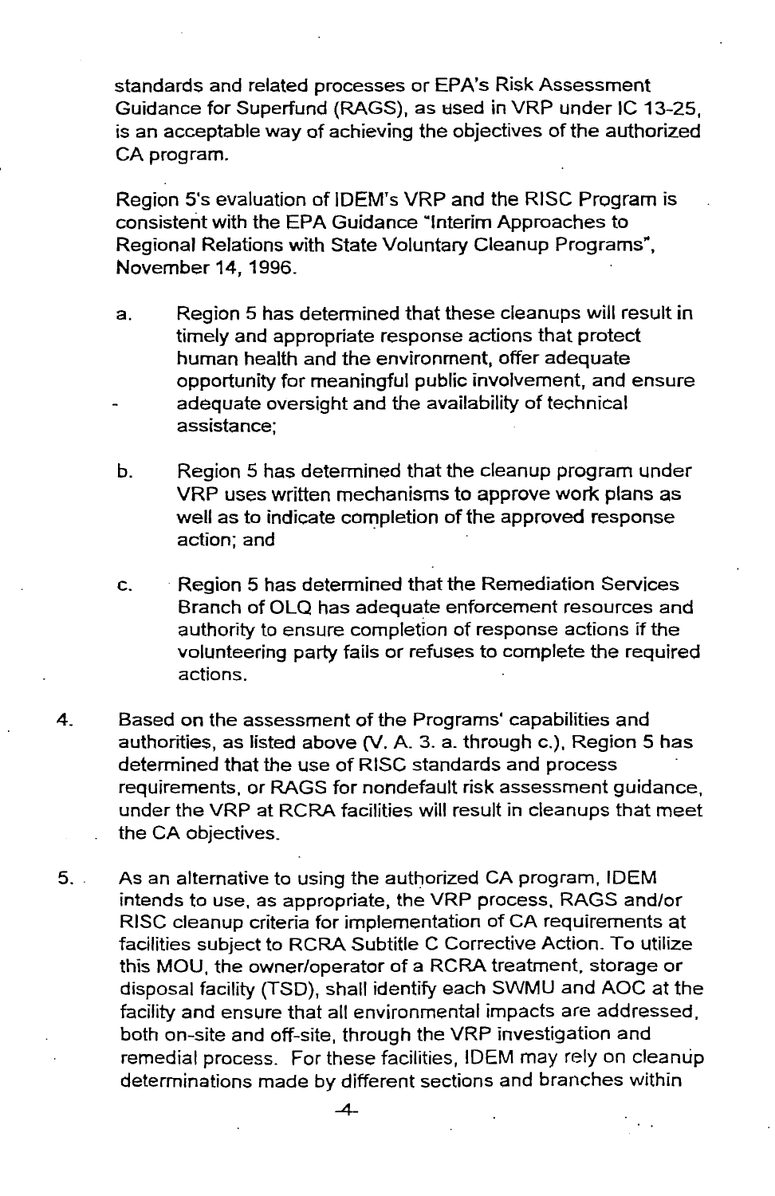standards and related processes or EPA's Risk Assessment Guidance for Superfund (RAGS), as used in VRP under IC 13-25, is an acceptable way of achieving the objectives of the authorized CA program.

Region 5's evaluation of IDEM's VRP and the RISC Program is consistent with the EPA Guidance "Interim Approaches to Regional Relations with State Voluntary Cleanup Programs", November 14, 1996.

a. Region 5 has determined that these cleanups will result in timely and appropriate response actions that protect human health and the environment, offer adequate opportunity for meaningful public involvement, and ensure adequate oversight and the availability of technical assistance;

b. Region 5 has determined that the cleanup program under VRP uses written mechanisms to approve work plans as well as to indicate completion of the approved response action; and

c. Region 5 has determined that the Remediation Services Branch of OLQ has adequate enforcement resources and authority to ensure completion of response actions if the volunteering party fails or refuses to complete the required actions.

4. Based on the assessment of the Programs' capabilities and authorities, as listed above (V. A. 3. a. through c.), Region 5 has determined that the use of RISC standards and process requirements, or RAGS for nondefault risk assessment guidance, under the VRP at RCRA facilities will result in cleanups that meet the CA objectives.

5. As an alternative to using the authorized CA program, IDEM intends to use, as appropriate, the VRP process, RAGS and/or RISC cleanup criteria for implementation of CA requirements at facilities subject to RCRA Subtitle C Corrective Action. To utilize this MOU, the owner/operator of a RCRA treatment, storage or disposal facility (TSD), shall identify each SWMU and AOC at the facility and ensure that all environmental impacts are addressed, both on-site and off-site, through the VRP investigation and remedial process. For these facilities, IDEM may rely on cleanup determinations made by different sections and branches within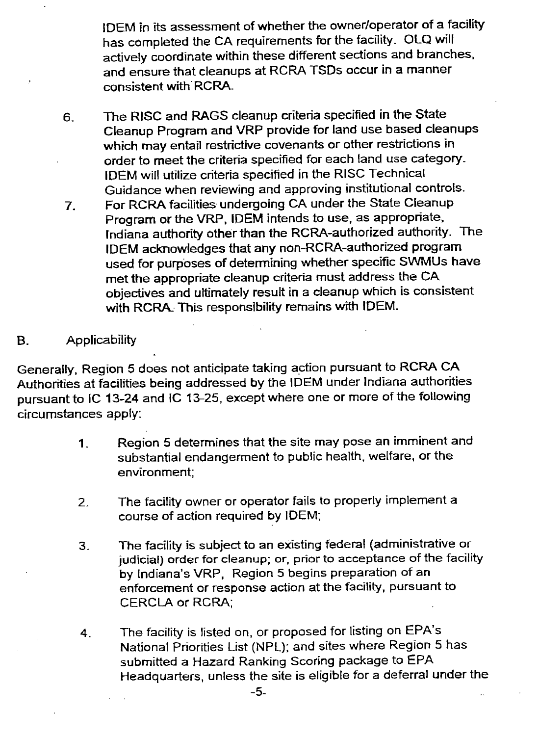IDEM in its assessment of whether the owner/operator of a facility has completed the CA requirements for the facility. OLQ will actively coordinate within these different sections and branches, and ensure that cleanups at RCRA TSDs occur in a manner consistent with RCRA.

6. The RISC and RAGS cleanup criteria specified in the State Cleanup Program and VRP provide for land use based cleanups which may entail restrictive covenants or other restrictions in order to meet the criteria specified for each land use category. IDEM will utilize criteria specified in the RISC Technical Guidance when reviewing and approving institutional controls.
7. For RCRA facilities undergoing CA under the State Cleanup Program or the VRP, IDEM intends to use, as appropriate, Indiana authority other than the RCRA-authorized authority. The IDEM acknowledges that any non-RCRA-authorized program used for purposes of determining whether specific SWMUs have met the appropriate cleanup criteria must address the CA objectives and ultimately result in a cleanup which is consistent with RCRA. This responsibility remains with IDEM.

## B. Applicability

Generally, Region 5 does not anticipate taking action pursuant to RCRA CA Authorities at facilities being addressed by the IDEM under Indiana authorities pursuant to IC 13-24 and IC 13-25, except where one or more of the following circumstances apply:

1. Region 5 determines that the site may pose an imminent and substantial endangerment to public health, welfare, or the environment;

2. The facility owner or operator fails to properly implement a course of action required by IDEM;

3. The facility is subject to an existing federal (administrative or judicial) order for cleanup; or, prior to acceptance of the facility by Indiana's VRP, Region 5 begins preparation of an enforcement or response action at the facility, pursuant to CERCLA or RCRA;

4. The facility is listed on, or proposed for listing on EPA's National Priorities List (NPL); and sites where Region 5 has submitted a Hazard Ranking Scoring package to EPA Headquarters, unless the site is eligible for a deferral under the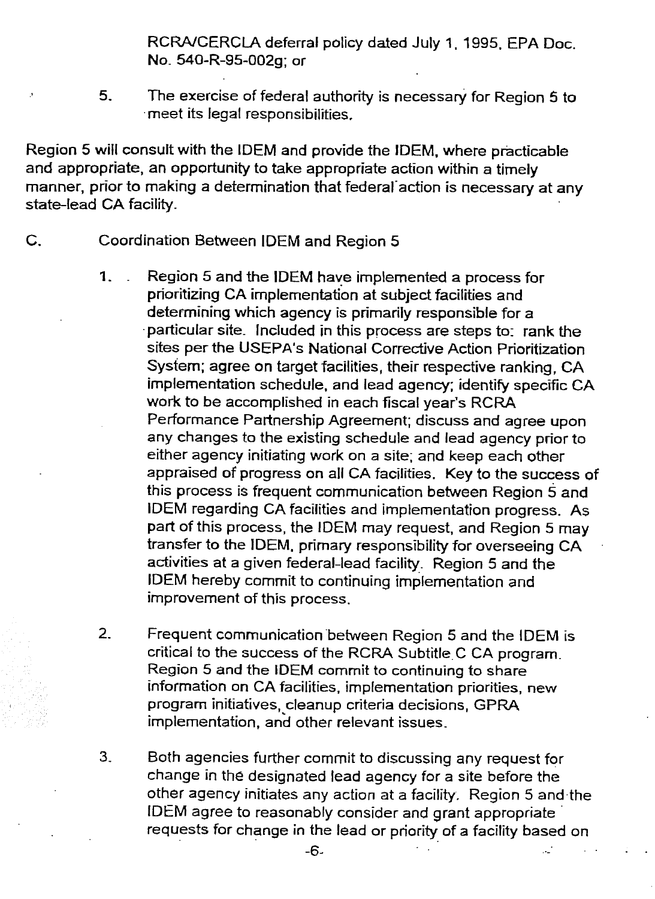RCRA/CERCLA deferral policy dated July 1, 1995, EPA Doc. No. 540-R-95-002g; or

5. The exercise of federal authority is necessary for Region 5 to meet its legal responsibilities.

Region 5 will consult with the IDEM and provide the IDEM, where practicable and appropriate, an opportunity to take appropriate action within a timely manner, prior to making a determination that federal action is necessary at any state-lead CA facility.

C. Coordination Between IDEM and Region 5

1. Region 5 and the IDEM have implemented a process for prioritizing CA implementation at subject facilities and determining which agency is primarily responsible for a particular site. Included in this process are steps to: rank the sites per the USEPA's National Corrective Action Prioritization System; agree on target facilities, their respective ranking, CA implementation schedule, and lead agency; identify specific CA work to be accomplished in each fiscal year's RCRA Performance Partnership Agreement; discuss and agree upon any changes to the existing schedule and lead agency prior to either agency initiating work on a site; and keep each other appraised of progress on all CA facilities. Key to the success of this process is frequent communication between Region 5 and IDEM regarding CA facilities and implementation progress. As part of this process, the IDEM may request, and Region 5 may transfer to the IDEM, primary responsibility for overseeing CA activities at a given federal-lead facility. Region 5 and the IDEM hereby commit to continuing implementation and improvement of this process.

2. Frequent communication between Region 5 and the IDEM is critical to the success of the RCRA Subtitle C CA program. Region 5 and the IDEM commit to continuing to share information on CA facilities, implementation priorities, new program initiatives, cleanup criteria decisions, GPRA implementation, and other relevant issues.

3. Both agencies further commit to discussing any request for change in the designated lead agency for a site before the other agency initiates any action at a facility. Region 5 and the IDEM agree to reasonably consider and grant appropriate requests for change in the lead or priority of a facility based on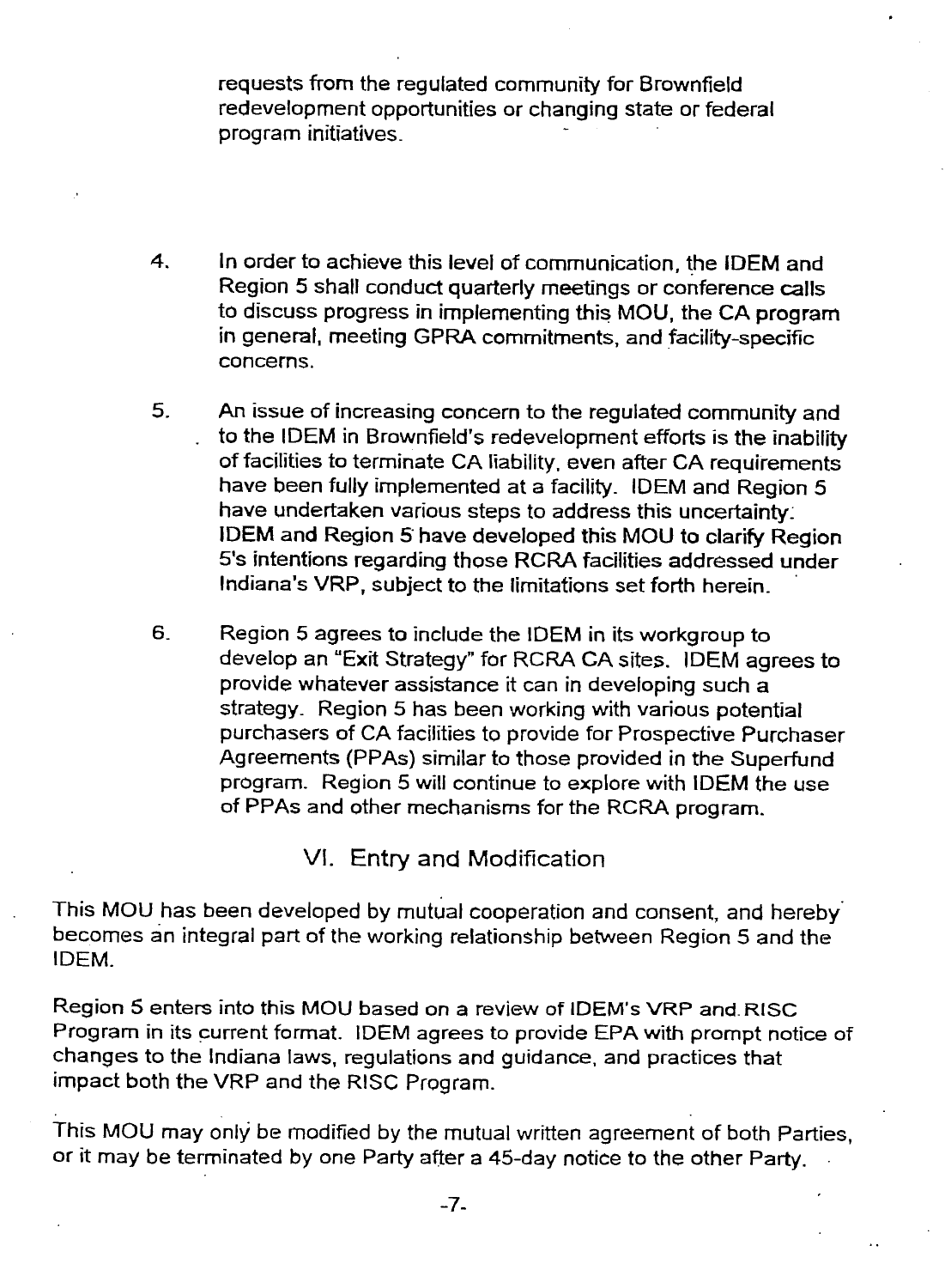requests from the regulated community for Brownfield redevelopment opportunities or changing state or federal program initiatives.

4. In order to achieve this level of communication, the IDEM and Region 5 shall conduct quarterly meetings or conference calls to discuss progress in implementing this MOU, the CA program in general, meeting GPRA commitments, and facility-specific concerns.

5. An issue of increasing concern to the regulated community and to the IDEM in Brownfield's redevelopment efforts is the inability of facilities to terminate CA liability, even after CA requirements have been fully implemented at a facility. IDEM and Region 5 have undertaken various steps to address this uncertainty. IDEM and Region 5 have developed this MOU to clarify Region 5's intentions regarding those RCRA facilities addressed under Indiana's VRP, subject to the limitations set forth herein.

6. Region 5 agrees to include the IDEM in its workgroup to develop an "Exit Strategy" for RCRA CA sites. IDEM agrees to provide whatever assistance it can in developing such a strategy. Region 5 has been working with various potential purchasers of CA facilities to provide for Prospective Purchaser Agreements (PPAs) similar to those provided in the Superfund program. Region 5 will continue to explore with IDEM the use of PPAs and other mechanisms for the RCRA program.

## VI. Entry and Modification

This MOU has been developed by mutual cooperation and consent, and hereby becomes an integral part of the working relationship between Region 5 and the IDEM.

Region 5 enters into this MOU based on a review of IDEM's VRP and RISC Program in its current format. IDEM agrees to provide EPA with prompt notice of changes to the Indiana laws, regulations and guidance, and practices that impact both the VRP and the RISC Program.

This MOU may only be modified by the mutual written agreement of both Parties, or it may be terminated by one Party after a 45-day notice to the other Party.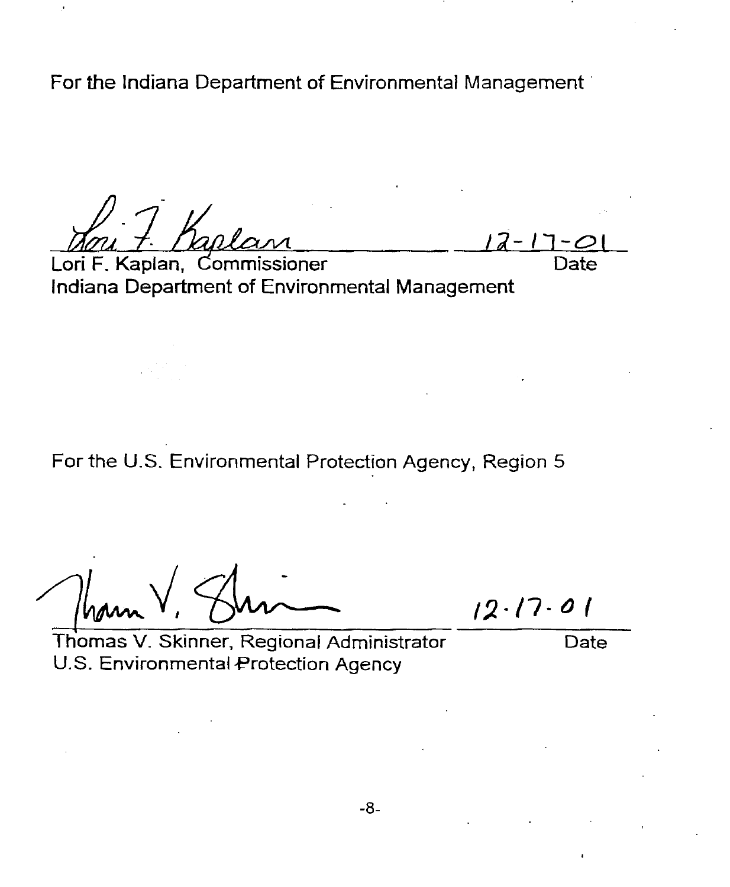For the Indiana Department of Environmental Management

Lori F. Kaplan 12-17-01

Lori F. Kaplan, Commissioner Date

Indiana Department of Environmental Management

For the U.S. Environmental Protection Agency, Region 5

Thomas V. Skinner 12-17-01

Thomas V. Skinner, Regional Administrator Date

U.S. Environmental Protection Agency